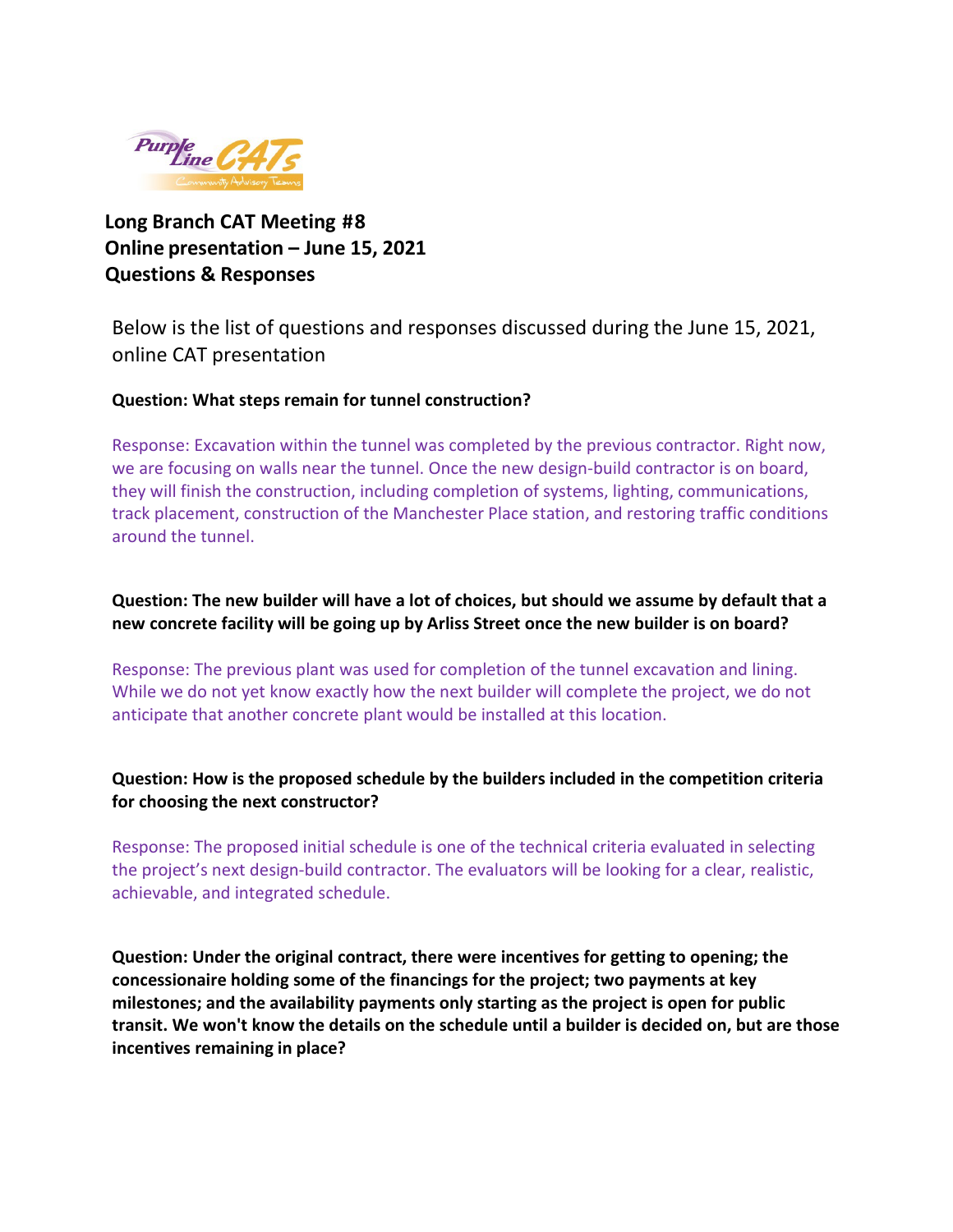Purple Line CATs
Community Advisory Teams

# Long Branch CAT Meeting #8
# Online presentation – June 15, 2021
# Questions & Responses

Below is the list of questions and responses discussed during the June 15, 2021, online CAT presentation

**Question: What steps remain for tunnel construction?**

Response: Excavation within the tunnel was completed by the previous contractor. Right now, we are focusing on walls near the tunnel. Once the new design-build contractor is on board, they will finish the construction, including completion of systems, lighting, communications, track placement, construction of the Manchester Place station, and restoring traffic conditions around the tunnel.

**Question: The new builder will have a lot of choices, but should we assume by default that a new concrete facility will be going up by Arliss Street once the new builder is on board?**

Response: The previous plant was used for completion of the tunnel excavation and lining. While we do not yet know exactly how the next builder will complete the project, we do not anticipate that another concrete plant would be installed at this location.

**Question: How is the proposed schedule by the builders included in the competition criteria for choosing the next constructor?**

Response: The proposed initial schedule is one of the technical criteria evaluated in selecting the project's next design-build contractor. The evaluators will be looking for a clear, realistic, achievable, and integrated schedule.

**Question: Under the original contract, there were incentives for getting to opening; the concessionaire holding some of the financings for the project; two payments at key milestones; and the availability payments only starting as the project is open for public transit. We won't know the details on the schedule until a builder is decided on, but are those incentives remaining in place?**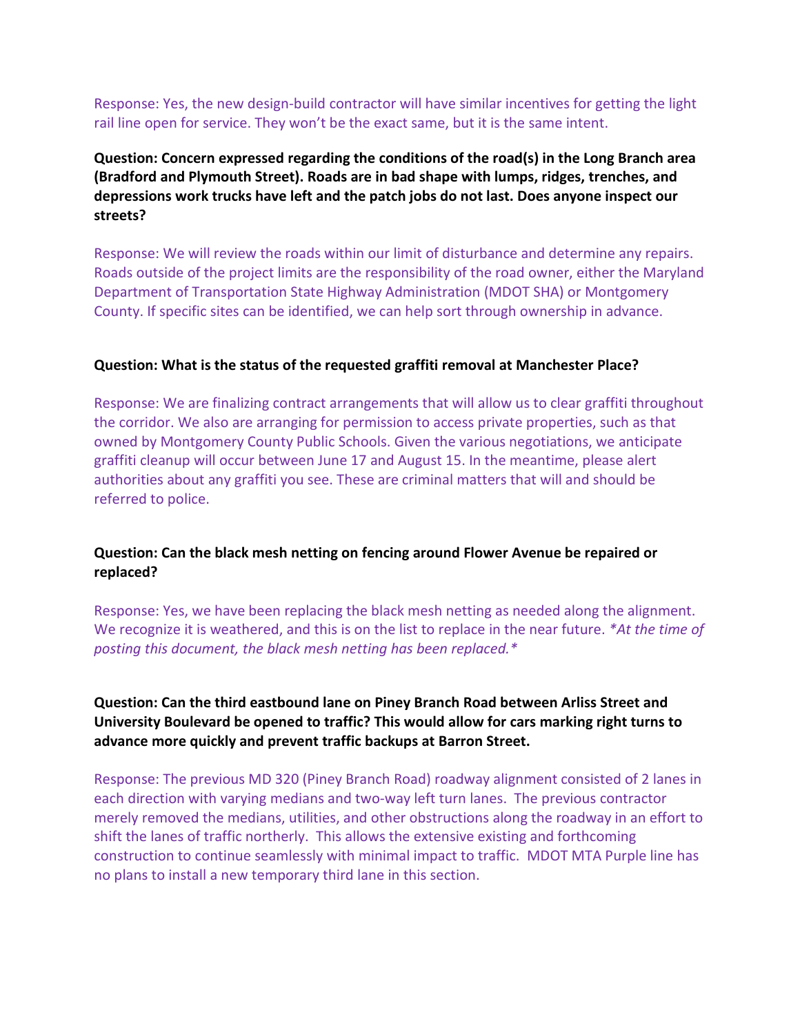Response: Yes, the new design-build contractor will have similar incentives for getting the light rail line open for service. They won't be the exact same, but it is the same intent.

**Question: Concern expressed regarding the conditions of the road(s) in the Long Branch area (Bradford and Plymouth Street). Roads are in bad shape with lumps, ridges, trenches, and depressions work trucks have left and the patch jobs do not last. Does anyone inspect our streets?**

Response: We will review the roads within our limit of disturbance and determine any repairs. Roads outside of the project limits are the responsibility of the road owner, either the Maryland Department of Transportation State Highway Administration (MDOT SHA) or Montgomery County. If specific sites can be identified, we can help sort through ownership in advance.

**Question: What is the status of the requested graffiti removal at Manchester Place?**

Response: We are finalizing contract arrangements that will allow us to clear graffiti throughout the corridor. We also are arranging for permission to access private properties, such as that owned by Montgomery County Public Schools. Given the various negotiations, we anticipate graffiti cleanup will occur between June 17 and August 15. In the meantime, please alert authorities about any graffiti you see. These are criminal matters that will and should be referred to police.

**Question: Can the black mesh netting on fencing around Flower Avenue be repaired or replaced?**

Response: Yes, we have been replacing the black mesh netting as needed along the alignment. We recognize it is weathered, and this is on the list to replace in the near future. *\*At the time of posting this document, the black mesh netting has been replaced.\**

**Question: Can the third eastbound lane on Piney Branch Road between Arliss Street and University Boulevard be opened to traffic? This would allow for cars marking right turns to advance more quickly and prevent traffic backups at Barron Street.**

Response: The previous MD 320 (Piney Branch Road) roadway alignment consisted of 2 lanes in each direction with varying medians and two-way left turn lanes. The previous contractor merely removed the medians, utilities, and other obstructions along the roadway in an effort to shift the lanes of traffic northerly. This allows the extensive existing and forthcoming construction to continue seamlessly with minimal impact to traffic. MDOT MTA Purple line has no plans to install a new temporary third lane in this section.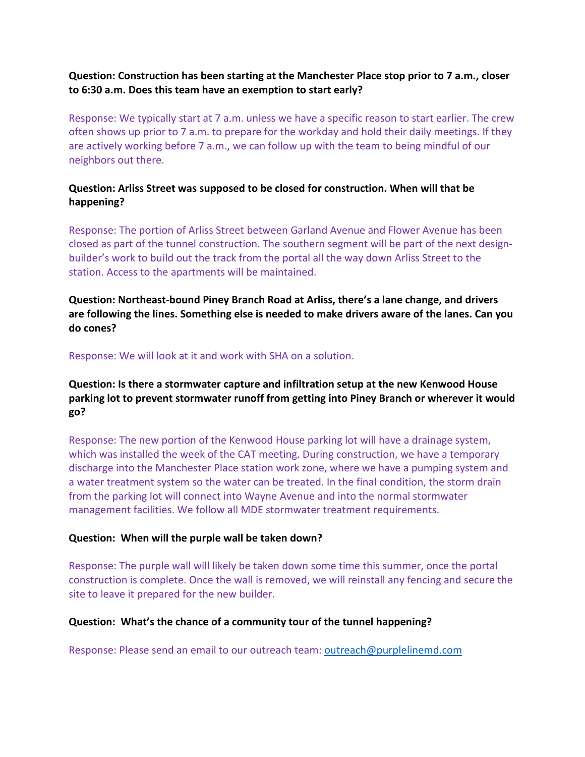**Question: Construction has been starting at the Manchester Place stop prior to 7 a.m., closer to 6:30 a.m. Does this team have an exemption to start early?**

Response: We typically start at 7 a.m. unless we have a specific reason to start earlier. The crew often shows up prior to 7 a.m. to prepare for the workday and hold their daily meetings. If they are actively working before 7 a.m., we can follow up with the team to being mindful of our neighbors out there.

**Question: Arliss Street was supposed to be closed for construction. When will that be happening?**

Response: The portion of Arliss Street between Garland Avenue and Flower Avenue has been closed as part of the tunnel construction. The southern segment will be part of the next design-builder's work to build out the track from the portal all the way down Arliss Street to the station. Access to the apartments will be maintained.

**Question: Northeast-bound Piney Branch Road at Arliss, there's a lane change, and drivers are following the lines. Something else is needed to make drivers aware of the lanes. Can you do cones?**

Response: We will look at it and work with SHA on a solution.

**Question: Is there a stormwater capture and infiltration setup at the new Kenwood House parking lot to prevent stormwater runoff from getting into Piney Branch or wherever it would go?**

Response: The new portion of the Kenwood House parking lot will have a drainage system, which was installed the week of the CAT meeting. During construction, we have a temporary discharge into the Manchester Place station work zone, where we have a pumping system and a water treatment system so the water can be treated. In the final condition, the storm drain from the parking lot will connect into Wayne Avenue and into the normal stormwater management facilities. We follow all MDE stormwater treatment requirements.

**Question: When will the purple wall be taken down?**

Response: The purple wall will likely be taken down some time this summer, once the portal construction is complete. Once the wall is removed, we will reinstall any fencing and secure the site to leave it prepared for the new builder.

**Question: What's the chance of a community tour of the tunnel happening?**

Response: Please send an email to our outreach team: outreach@purplelinemd.com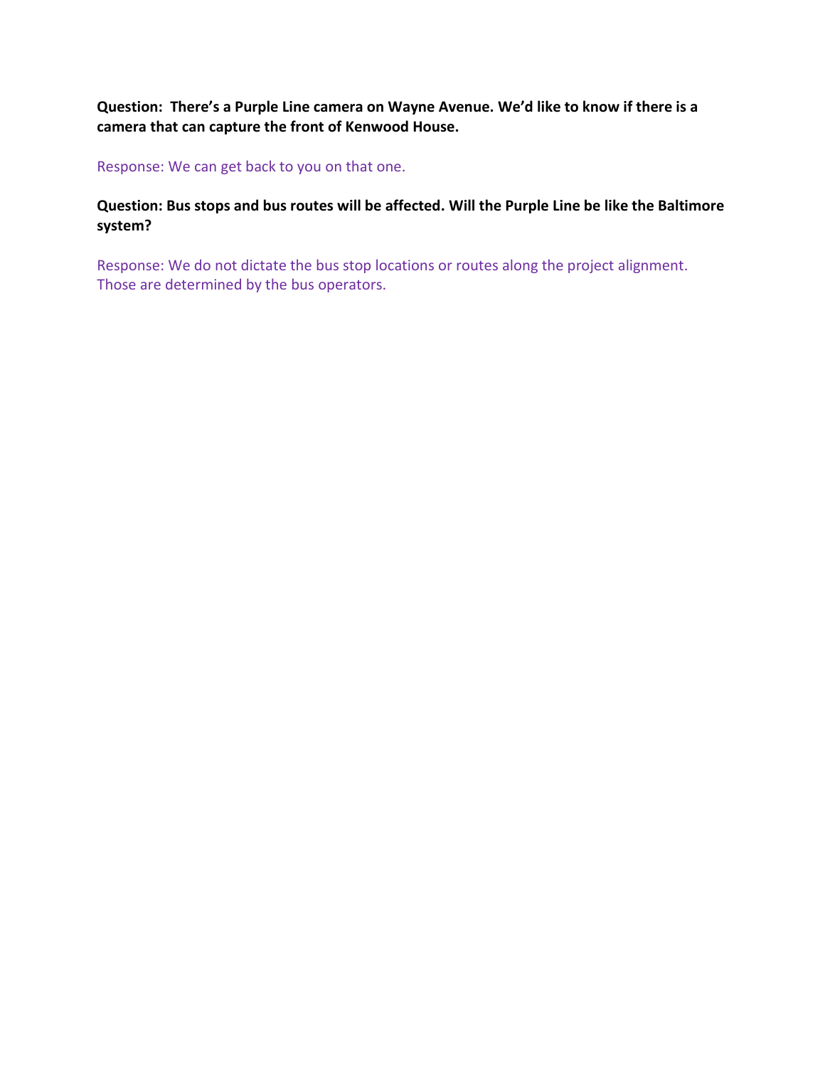**Question: There's a Purple Line camera on Wayne Avenue. We'd like to know if there is a camera that can capture the front of Kenwood House.**

Response: We can get back to you on that one.

**Question: Bus stops and bus routes will be affected. Will the Purple Line be like the Baltimore system?**

Response: We do not dictate the bus stop locations or routes along the project alignment. Those are determined by the bus operators.